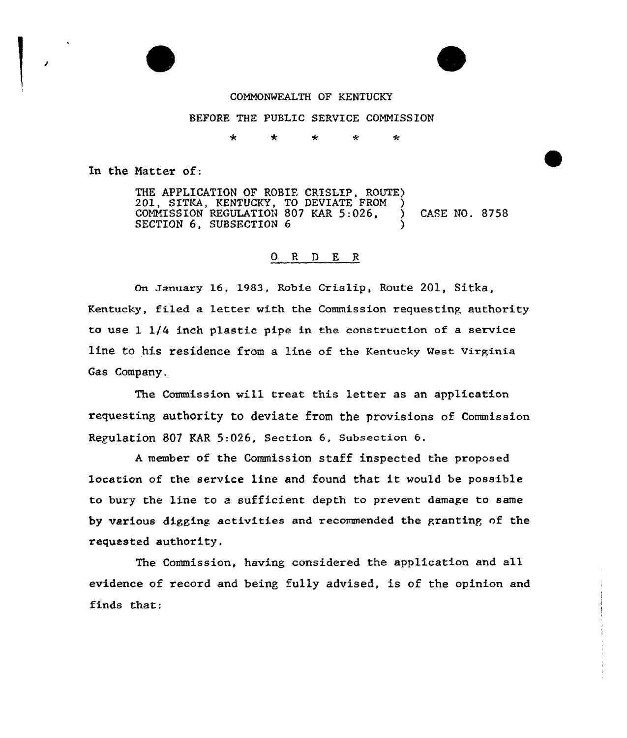COMMONWEALTH OF KENTUCKY

BEFORE THE PUBLIC SERVICE COMMISSION

\* \* \* \* \*

In the Matter of:

THE APPLICATION OF ROBIE CRISLIP, ROUTE 201, SITKA, KENTUCKY, TO DEVIATE FROM COMMISSION REGULATION 807 KAR 5:026, SECTION 6, SUBSECTION 6 ) CASE NO. 8758

O R D E R

On January 16, 1983, Robie Crislip, Route 201, Sitka, Kentucky, filed a letter with the Commission requesting authority to use 1 1/4 inch plastic pipe in the construction of a service line to his residence from a line of the Kentucky West Virginia Gas Company.

The Commission will treat this letter as an application requesting authority to deviate from the provisions of Commission Regulation 807 KAR 5:026, Section 6, Subsection 6.

A member of the Commission staff inspected the proposed location of the service line and found that it would be possible to bury the line to a sufficient depth to prevent damage to same by various digging activities and recommended the granting of the requested authority.

The Commission, having considered the application and all evidence of record and being fully advised, is of the opinion and finds that: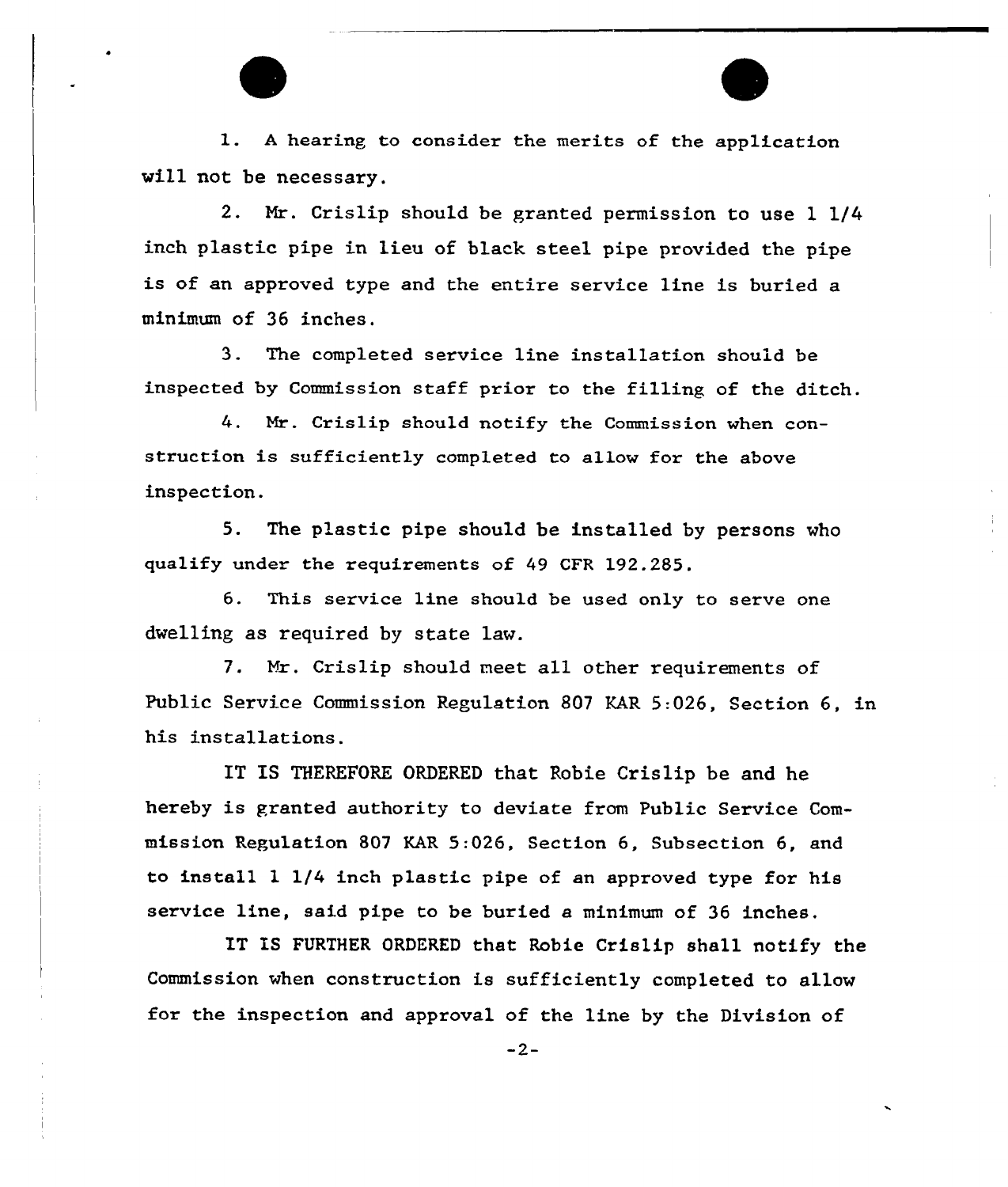1. A hearing to consider the merits of the application will not be necessary.

2. Mr. Crislip should be granted permission to use 1 1/4 inch plastic pipe in lieu of black steel pipe provided the pipe is of an approved type and the entire service line is buried a minimum of 36 inches.

3. The completed service line installation should be inspected by Commission staff prior to the filling of the ditch.

4. Mr. Crislip should notify the Commission when construction is sufficiently completed to allow for the above inspection.

5. The plastic pipe should be installed by persons who qualify under the requirements of 49 CFR 192.285.

6. This service line should be used only to serve one dwelling as required by state law.

7. Mr. Crislip should meet all other requirements of Public Service Commission Regulation 807 KAR 5:026, Section 6, in his installations.

IT IS THEREFORE ORDERED that Robie Crislip be and he hereby is granted authority to deviate from Public Service Commission Regulation 807 KAR 5:026, Section 6, Subsection 6, and to install 1 1/4 inch plastic pipe of an approved type for his service line, said pipe to be buried a minimum of 36 inches.

IT IS FURTHER ORDERED that Robie Crislip shall notify the Commission when construction is sufficiently completed to allow for the inspection and approval of the line by the Division of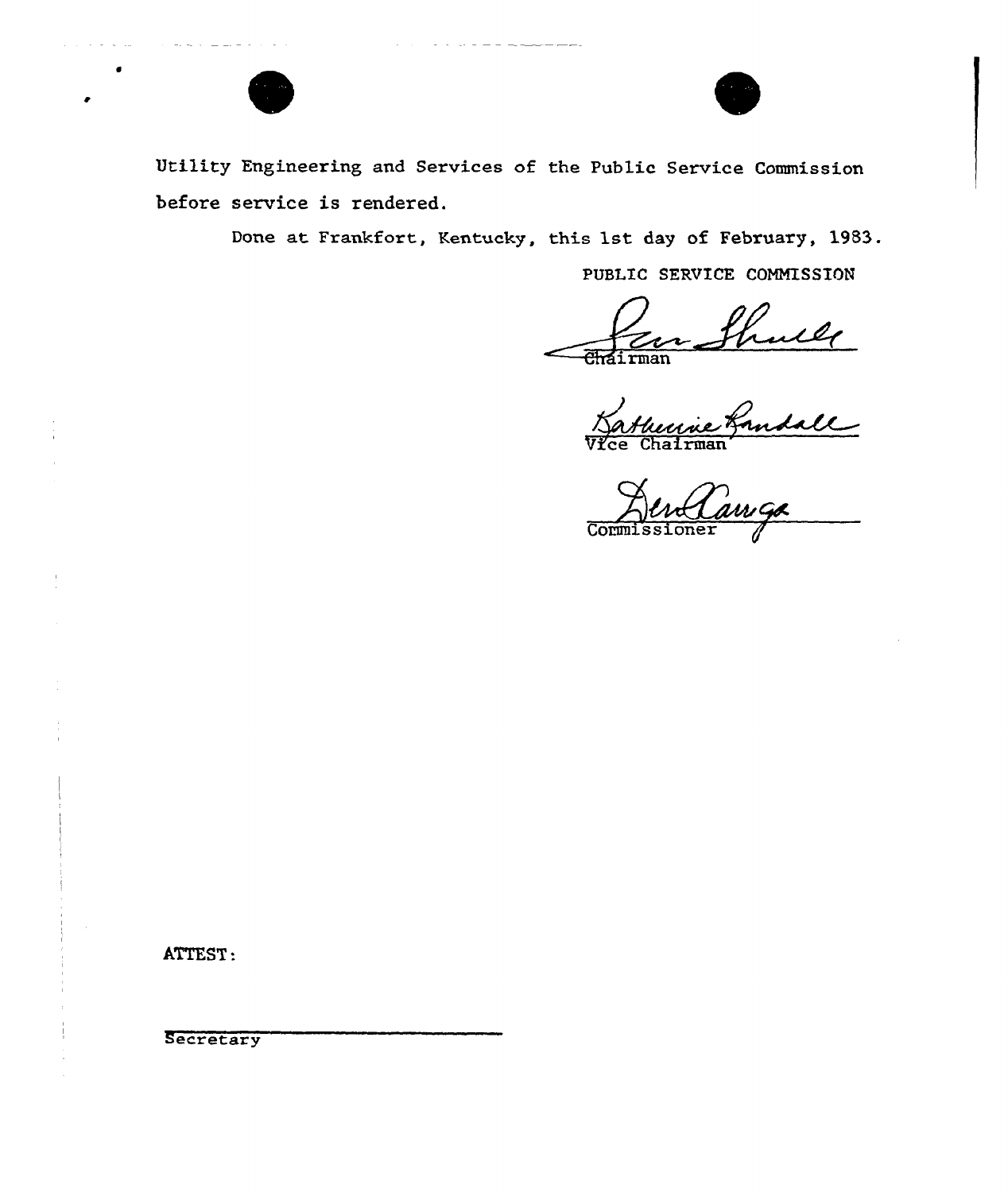Utility Engineering and Services of the Public Service Commission before service is rendered.

Done at Frankfort, Kentucky, this 1st day of February, 1983.

PUBLIC SERVICE COMMISSION

Chairman

Vice Chairman

Commissioner

ATTEST:

Secretary